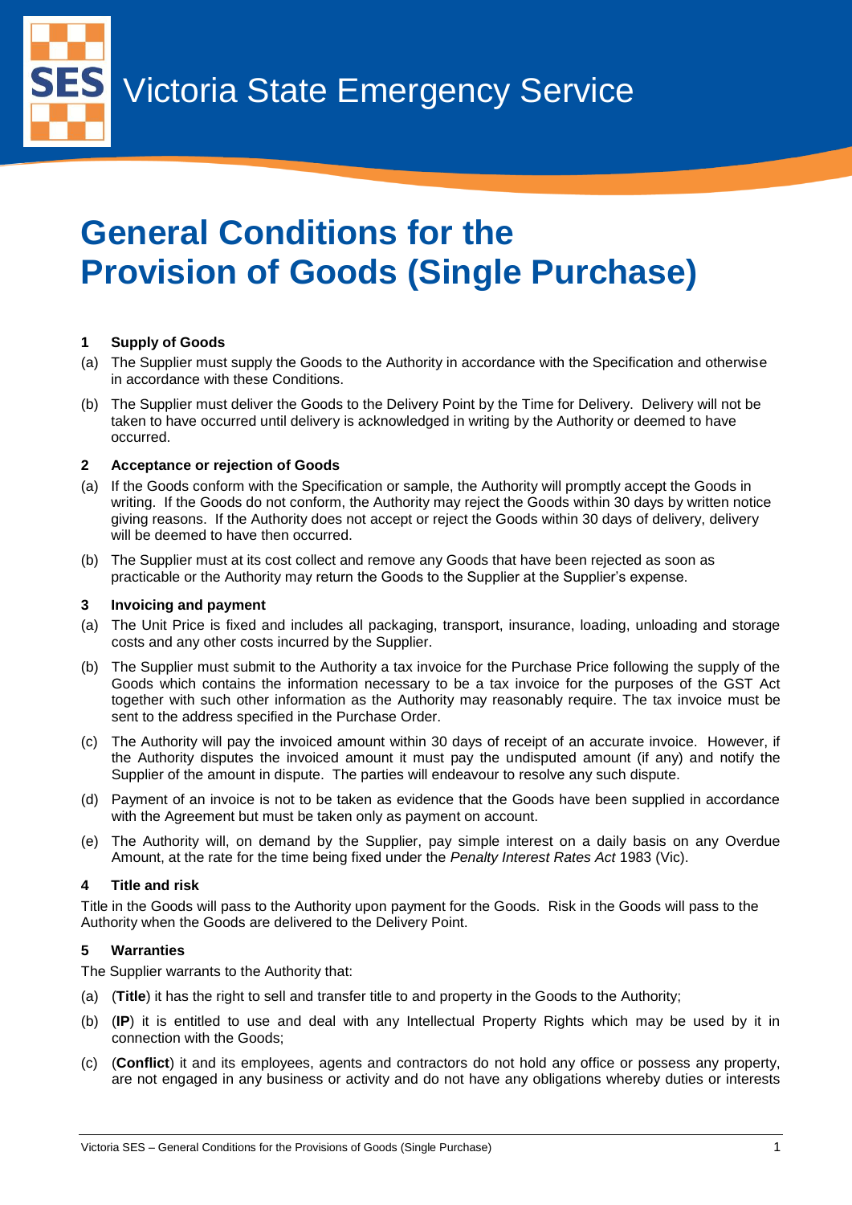Victoria State Emergency Service

# General Conditions for the Provision of Goods (Single Purchase)

### 1 Supply of Goods

(a) The Supplier must supply the Goods to the Authority in accordance with the Specification and otherwise in accordance with these Conditions.

(b) The Supplier must deliver the Goods to the Delivery Point by the Time for Delivery. Delivery will not be taken to have occurred until delivery is acknowledged in writing by the Authority or deemed to have occurred.

### 2 Acceptance or rejection of Goods

(a) If the Goods conform with the Specification or sample, the Authority will promptly accept the Goods in writing. If the Goods do not conform, the Authority may reject the Goods within 30 days by written notice giving reasons. If the Authority does not accept or reject the Goods within 30 days of delivery, delivery will be deemed to have then occurred.

(b) The Supplier must at its cost collect and remove any Goods that have been rejected as soon as practicable or the Authority may return the Goods to the Supplier at the Supplier's expense.

### 3 Invoicing and payment

(a) The Unit Price is fixed and includes all packaging, transport, insurance, loading, unloading and storage costs and any other costs incurred by the Supplier.

(b) The Supplier must submit to the Authority a tax invoice for the Purchase Price following the supply of the Goods which contains the information necessary to be a tax invoice for the purposes of the GST Act together with such other information as the Authority may reasonably require. The tax invoice must be sent to the address specified in the Purchase Order.

(c) The Authority will pay the invoiced amount within 30 days of receipt of an accurate invoice. However, if the Authority disputes the invoiced amount it must pay the undisputed amount (if any) and notify the Supplier of the amount in dispute. The parties will endeavour to resolve any such dispute.

(d) Payment of an invoice is not to be taken as evidence that the Goods have been supplied in accordance with the Agreement but must be taken only as payment on account.

(e) The Authority will, on demand by the Supplier, pay simple interest on a daily basis on any Overdue Amount, at the rate for the time being fixed under the *Penalty Interest Rates Act* 1983 (Vic).

### 4 Title and risk

Title in the Goods will pass to the Authority upon payment for the Goods. Risk in the Goods will pass to the Authority when the Goods are delivered to the Delivery Point.

### 5 Warranties

The Supplier warrants to the Authority that:

(a) (**Title**) it has the right to sell and transfer title to and property in the Goods to the Authority;

(b) (**IP**) it is entitled to use and deal with any Intellectual Property Rights which may be used by it in connection with the Goods;

(c) (**Conflict**) it and its employees, agents and contractors do not hold any office or possess any property, are not engaged in any business or activity and do not have any obligations whereby duties or interests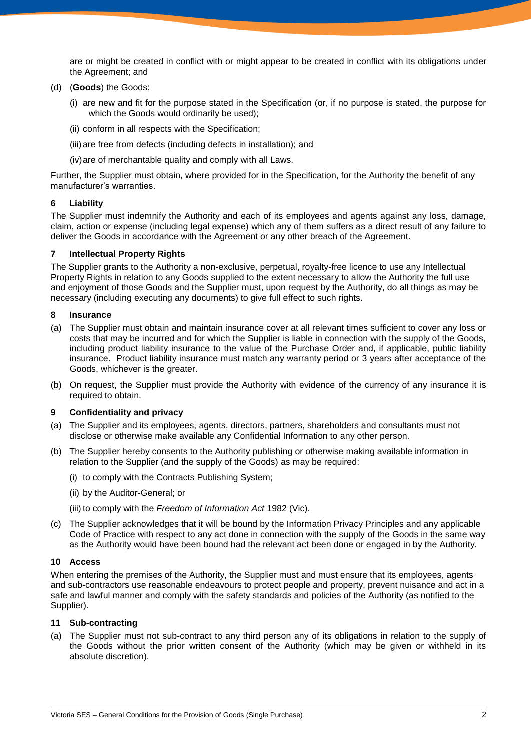are or might be created in conflict with or might appear to be created in conflict with its obligations under the Agreement; and

(d) (**Goods**) the Goods:

  (i) are new and fit for the purpose stated in the Specification (or, if no purpose is stated, the purpose for which the Goods would ordinarily be used);

  (ii) conform in all respects with the Specification;

  (iii) are free from defects (including defects in installation); and

  (iv) are of merchantable quality and comply with all Laws.

Further, the Supplier must obtain, where provided for in the Specification, for the Authority the benefit of any manufacturer's warranties.

### 6 Liability

The Supplier must indemnify the Authority and each of its employees and agents against any loss, damage, claim, action or expense (including legal expense) which any of them suffers as a direct result of any failure to deliver the Goods in accordance with the Agreement or any other breach of the Agreement.

### 7 Intellectual Property Rights

The Supplier grants to the Authority a non-exclusive, perpetual, royalty-free licence to use any Intellectual Property Rights in relation to any Goods supplied to the extent necessary to allow the Authority the full use and enjoyment of those Goods and the Supplier must, upon request by the Authority, do all things as may be necessary (including executing any documents) to give full effect to such rights.

### 8 Insurance

(a) The Supplier must obtain and maintain insurance cover at all relevant times sufficient to cover any loss or costs that may be incurred and for which the Supplier is liable in connection with the supply of the Goods, including product liability insurance to the value of the Purchase Order and, if applicable, public liability insurance. Product liability insurance must match any warranty period or 3 years after acceptance of the Goods, whichever is the greater.

(b) On request, the Supplier must provide the Authority with evidence of the currency of any insurance it is required to obtain.

### 9 Confidentiality and privacy

(a) The Supplier and its employees, agents, directors, partners, shareholders and consultants must not disclose or otherwise make available any Confidential Information to any other person.

(b) The Supplier hereby consents to the Authority publishing or otherwise making available information in relation to the Supplier (and the supply of the Goods) as may be required:

  (i) to comply with the Contracts Publishing System;

  (ii) by the Auditor-General; or

  (iii) to comply with the *Freedom of Information Act* 1982 (Vic).

(c) The Supplier acknowledges that it will be bound by the Information Privacy Principles and any applicable Code of Practice with respect to any act done in connection with the supply of the Goods in the same way as the Authority would have been bound had the relevant act been done or engaged in by the Authority.

### 10 Access

When entering the premises of the Authority, the Supplier must and must ensure that its employees, agents and sub-contractors use reasonable endeavours to protect people and property, prevent nuisance and act in a safe and lawful manner and comply with the safety standards and policies of the Authority (as notified to the Supplier).

### 11 Sub-contracting

(a) The Supplier must not sub-contract to any third person any of its obligations in relation to the supply of the Goods without the prior written consent of the Authority (which may be given or withheld in its absolute discretion).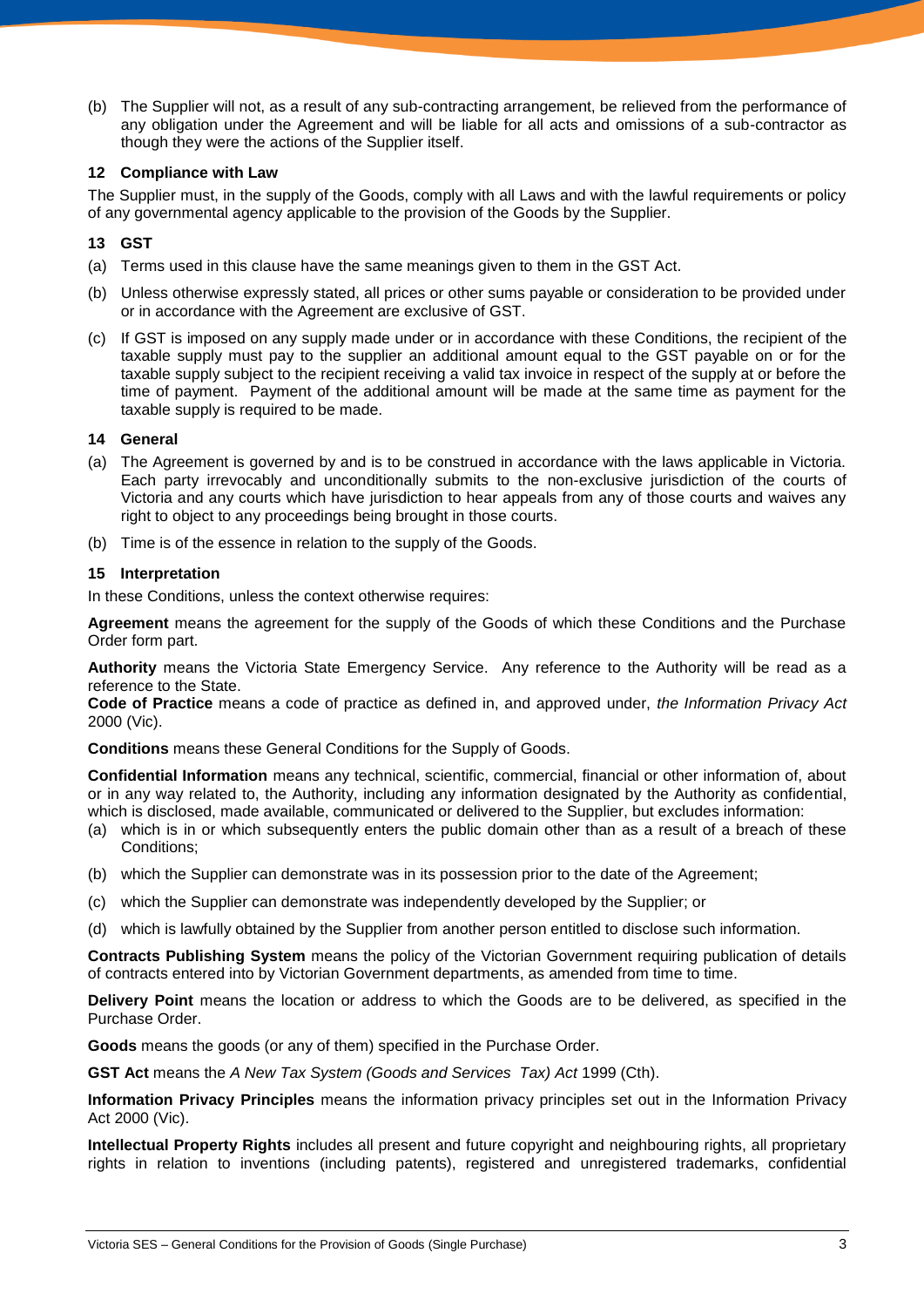(b) The Supplier will not, as a result of any sub-contracting arrangement, be relieved from the performance of any obligation under the Agreement and will be liable for all acts and omissions of a sub-contractor as though they were the actions of the Supplier itself.

## 12 Compliance with Law

The Supplier must, in the supply of the Goods, comply with all Laws and with the lawful requirements or policy of any governmental agency applicable to the provision of the Goods by the Supplier.

## 13 GST

(a) Terms used in this clause have the same meanings given to them in the GST Act.

(b) Unless otherwise expressly stated, all prices or other sums payable or consideration to be provided under or in accordance with the Agreement are exclusive of GST.

(c) If GST is imposed on any supply made under or in accordance with these Conditions, the recipient of the taxable supply must pay to the supplier an additional amount equal to the GST payable on or for the taxable supply subject to the recipient receiving a valid tax invoice in respect of the supply at or before the time of payment. Payment of the additional amount will be made at the same time as payment for the taxable supply is required to be made.

## 14 General

(a) The Agreement is governed by and is to be construed in accordance with the laws applicable in Victoria. Each party irrevocably and unconditionally submits to the non-exclusive jurisdiction of the courts of Victoria and any courts which have jurisdiction to hear appeals from any of those courts and waives any right to object to any proceedings being brought in those courts.

(b) Time is of the essence in relation to the supply of the Goods.

## 15 Interpretation

In these Conditions, unless the context otherwise requires:

**Agreement** means the agreement for the supply of the Goods of which these Conditions and the Purchase Order form part.

**Authority** means the Victoria State Emergency Service. Any reference to the Authority will be read as a reference to the State.

**Code of Practice** means a code of practice as defined in, and approved under, *the Information Privacy Act* 2000 (Vic).

**Conditions** means these General Conditions for the Supply of Goods.

**Confidential Information** means any technical, scientific, commercial, financial or other information of, about or in any way related to, the Authority, including any information designated by the Authority as confidential, which is disclosed, made available, communicated or delivered to the Supplier, but excludes information:

(a) which is in or which subsequently enters the public domain other than as a result of a breach of these Conditions;

(b) which the Supplier can demonstrate was in its possession prior to the date of the Agreement;

(c) which the Supplier can demonstrate was independently developed by the Supplier; or

(d) which is lawfully obtained by the Supplier from another person entitled to disclose such information.

**Contracts Publishing System** means the policy of the Victorian Government requiring publication of details of contracts entered into by Victorian Government departments, as amended from time to time.

**Delivery Point** means the location or address to which the Goods are to be delivered, as specified in the Purchase Order.

**Goods** means the goods (or any of them) specified in the Purchase Order.

**GST Act** means the *A New Tax System (Goods and Services Tax) Act* 1999 (Cth).

**Information Privacy Principles** means the information privacy principles set out in the Information Privacy Act 2000 (Vic).

**Intellectual Property Rights** includes all present and future copyright and neighbouring rights, all proprietary rights in relation to inventions (including patents), registered and unregistered trademarks, confidential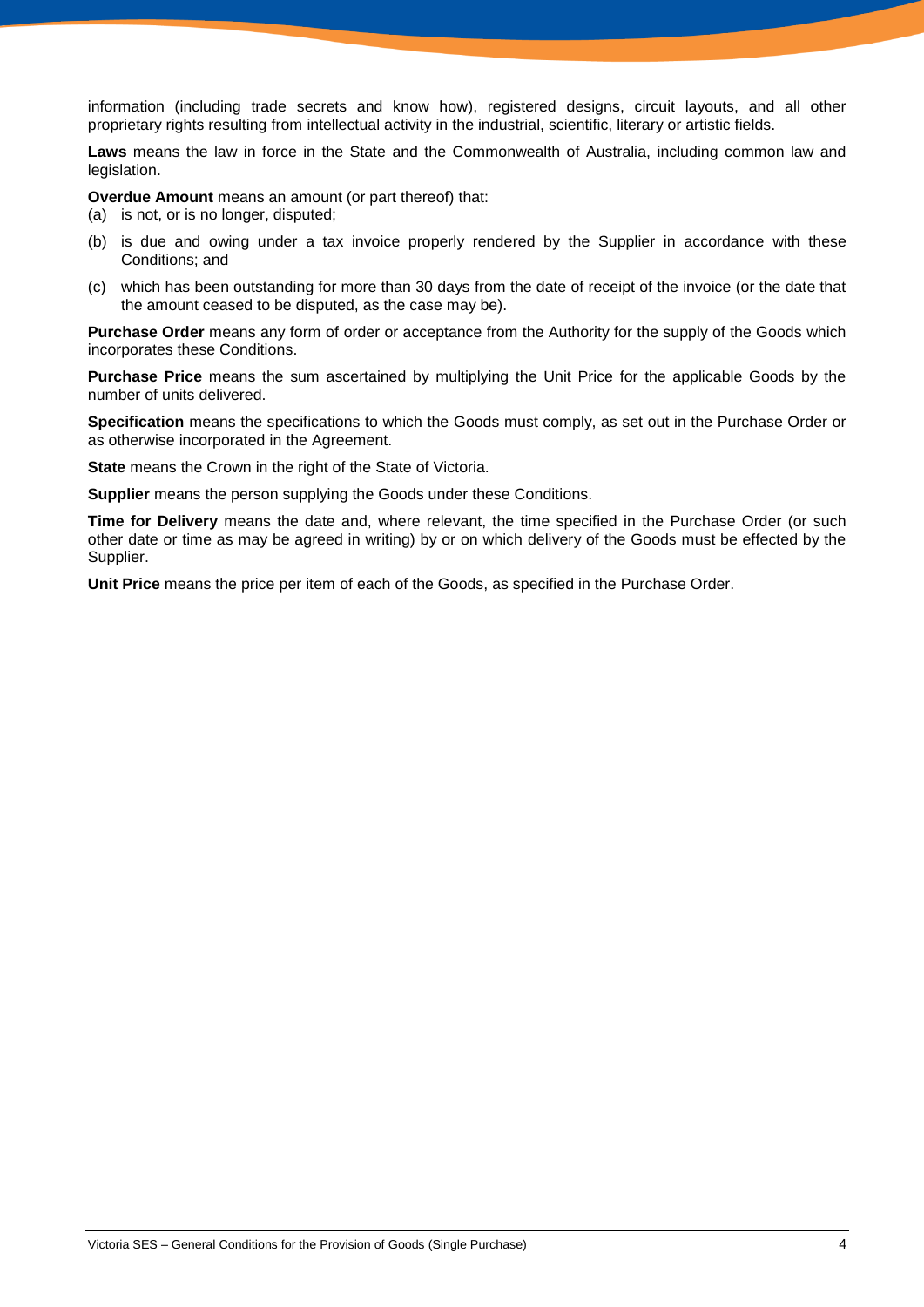information (including trade secrets and know how), registered designs, circuit layouts, and all other proprietary rights resulting from intellectual activity in the industrial, scientific, literary or artistic fields.

**Laws** means the law in force in the State and the Commonwealth of Australia, including common law and legislation.

**Overdue Amount** means an amount (or part thereof) that:

(a) is not, or is no longer, disputed;

(b) is due and owing under a tax invoice properly rendered by the Supplier in accordance with these Conditions; and

(c) which has been outstanding for more than 30 days from the date of receipt of the invoice (or the date that the amount ceased to be disputed, as the case may be).

**Purchase Order** means any form of order or acceptance from the Authority for the supply of the Goods which incorporates these Conditions.

**Purchase Price** means the sum ascertained by multiplying the Unit Price for the applicable Goods by the number of units delivered.

**Specification** means the specifications to which the Goods must comply, as set out in the Purchase Order or as otherwise incorporated in the Agreement.

**State** means the Crown in the right of the State of Victoria.

**Supplier** means the person supplying the Goods under these Conditions.

**Time for Delivery** means the date and, where relevant, the time specified in the Purchase Order (or such other date or time as may be agreed in writing) by or on which delivery of the Goods must be effected by the Supplier.

**Unit Price** means the price per item of each of the Goods, as specified in the Purchase Order.